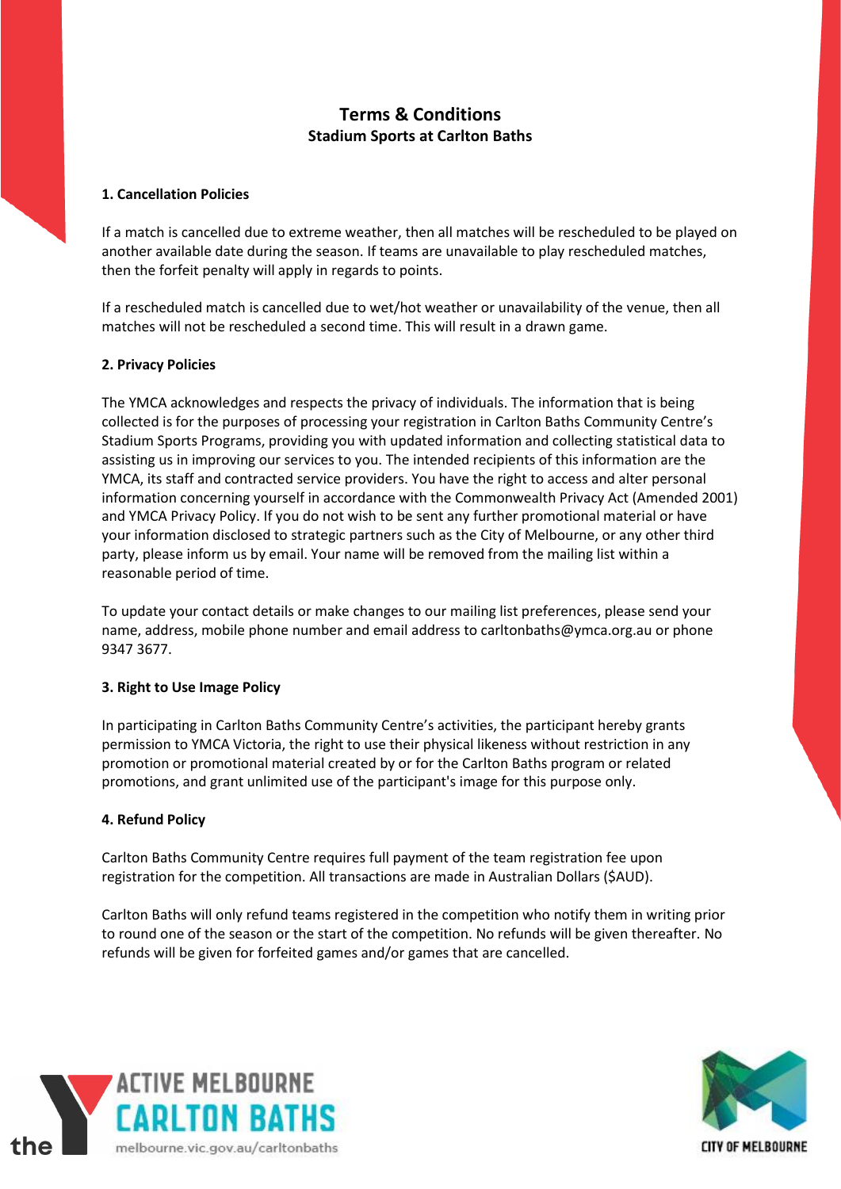# Terms & Conditions

## Stadium Sports at Carlton Baths

### 1. Cancellation Policies

If a match is cancelled due to extreme weather, then all matches will be rescheduled to be played on another available date during the season. If teams are unavailable to play rescheduled matches, then the forfeit penalty will apply in regards to points.

If a rescheduled match is cancelled due to wet/hot weather or unavailability of the venue, then all matches will not be rescheduled a second time. This will result in a drawn game.

### 2. Privacy Policies

The YMCA acknowledges and respects the privacy of individuals. The information that is being collected is for the purposes of processing your registration in Carlton Baths Community Centre's Stadium Sports Programs, providing you with updated information and collecting statistical data to assisting us in improving our services to you. The intended recipients of this information are the YMCA, its staff and contracted service providers. You have the right to access and alter personal information concerning yourself in accordance with the Commonwealth Privacy Act (Amended 2001) and YMCA Privacy Policy. If you do not wish to be sent any further promotional material or have your information disclosed to strategic partners such as the City of Melbourne, or any other third party, please inform us by email. Your name will be removed from the mailing list within a reasonable period of time.

To update your contact details or make changes to our mailing list preferences, please send your name, address, mobile phone number and email address to carltonbaths@ymca.org.au or phone 9347 3677.

### 3. Right to Use Image Policy

In participating in Carlton Baths Community Centre's activities, the participant hereby grants permission to YMCA Victoria, the right to use their physical likeness without restriction in any promotion or promotional material created by or for the Carlton Baths program or related promotions, and grant unlimited use of the participant's image for this purpose only.

### 4. Refund Policy

Carlton Baths Community Centre requires full payment of the team registration fee upon registration for the competition. All transactions are made in Australian Dollars ($AUD).

Carlton Baths will only refund teams registered in the competition who notify them in writing prior to round one of the season or the start of the competition. No refunds will be given thereafter. No refunds will be given for forfeited games and/or games that are cancelled.

the ACTIVE MELBOURNE CARLTON BATHS
melbourne.vic.gov.au/carltonbaths

CITY OF MELBOURNE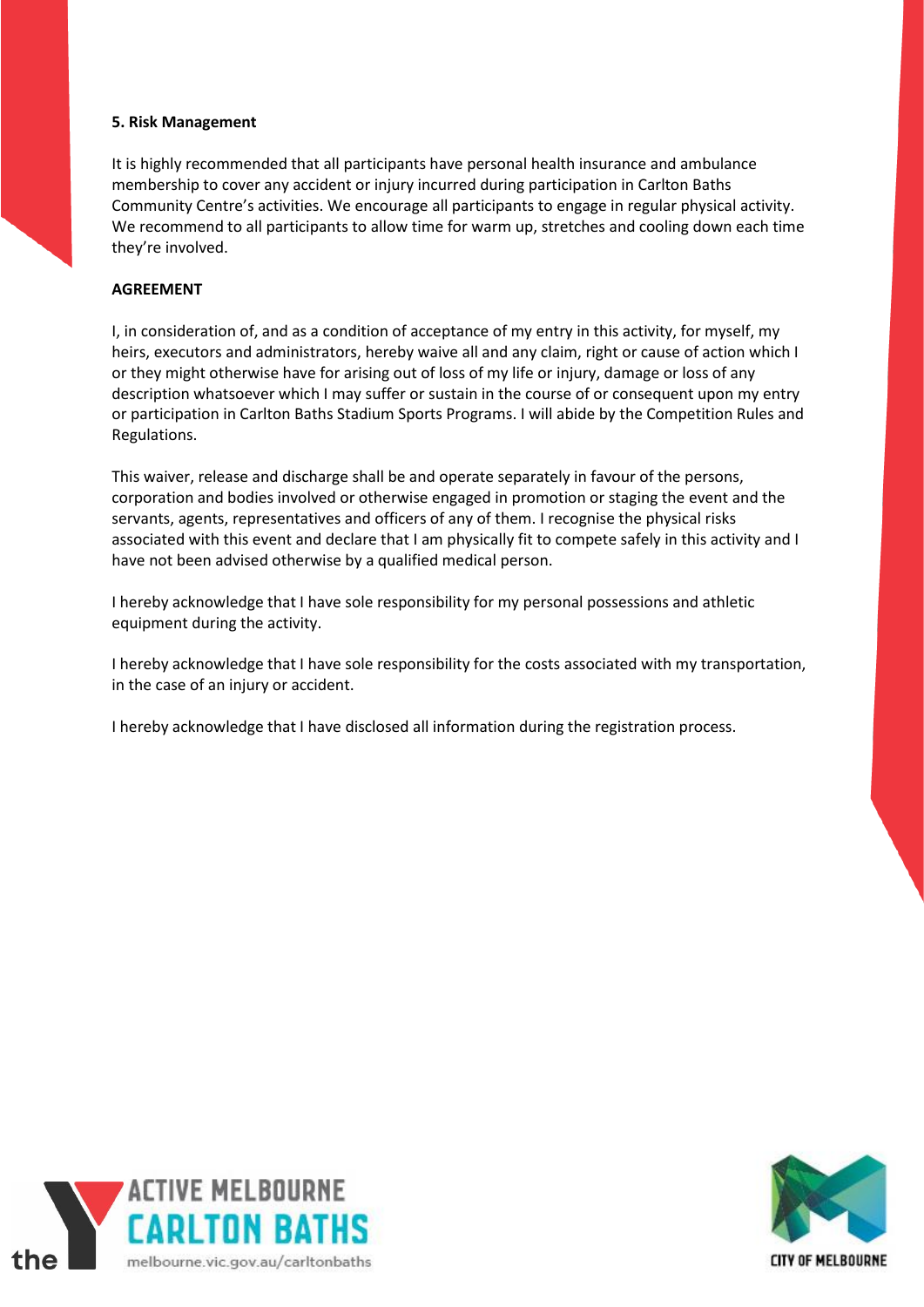**5. Risk Management**

It is highly recommended that all participants have personal health insurance and ambulance membership to cover any accident or injury incurred during participation in Carlton Baths Community Centre's activities. We encourage all participants to engage in regular physical activity. We recommend to all participants to allow time for warm up, stretches and cooling down each time they're involved.

**AGREEMENT**

I, in consideration of, and as a condition of acceptance of my entry in this activity, for myself, my heirs, executors and administrators, hereby waive all and any claim, right or cause of action which I or they might otherwise have for arising out of loss of my life or injury, damage or loss of any description whatsoever which I may suffer or sustain in the course of or consequent upon my entry or participation in Carlton Baths Stadium Sports Programs. I will abide by the Competition Rules and Regulations.

This waiver, release and discharge shall be and operate separately in favour of the persons, corporation and bodies involved or otherwise engaged in promotion or staging the event and the servants, agents, representatives and officers of any of them. I recognise the physical risks associated with this event and declare that I am physically fit to compete safely in this activity and I have not been advised otherwise by a qualified medical person.

I hereby acknowledge that I have sole responsibility for my personal possessions and athletic equipment during the activity.

I hereby acknowledge that I have sole responsibility for the costs associated with my transportation, in the case of an injury or accident.

I hereby acknowledge that I have disclosed all information during the registration process.